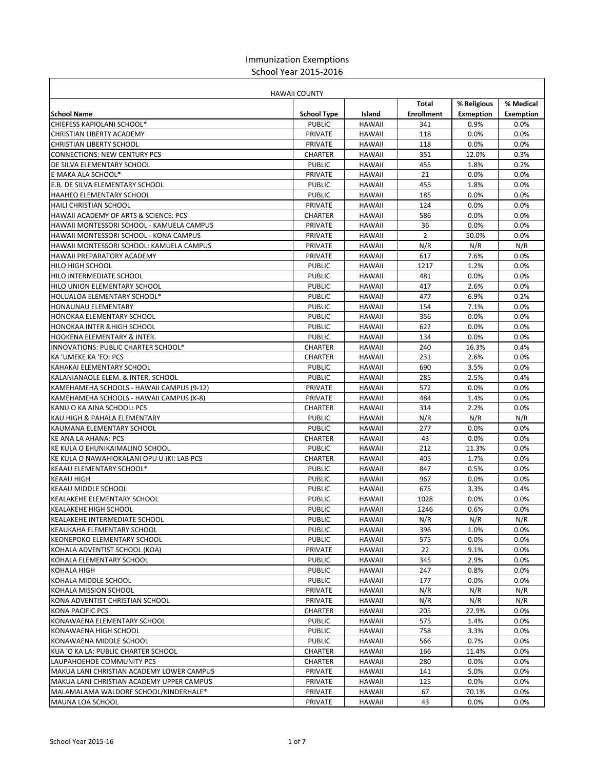# Immunization Exemptions
## School Year 2015-2016

| HAWAII COUNTY | | | | | |
|---|---|---|---|---|---|
| **School Name** | **School Type** | **Island** | **Total Enrollment** | **% Religious Exemption** | **% Medical Exemption** |
| CHIEFESS KAPIOLANI SCHOOL* | PUBLIC | HAWAII | 341 | 0.9% | 0.0% |
| CHRISTIAN LIBERTY ACADEMY | PRIVATE | HAWAII | 118 | 0.0% | 0.0% |
| CHRISTIAN LIBERTY SCHOOL | PRIVATE | HAWAII | 118 | 0.0% | 0.0% |
| CONNECTIONS: NEW CENTURY PCS | CHARTER | HAWAII | 351 | 12.0% | 0.3% |
| DE SILVA ELEMENTARY SCHOOL | PUBLIC | HAWAII | 455 | 1.8% | 0.2% |
| E MAKA ALA SCHOOL* | PRIVATE | HAWAII | 21 | 0.0% | 0.0% |
| E.B. DE SILVA ELEMENTARY SCHOOL | PUBLIC | HAWAII | 455 | 1.8% | 0.0% |
| HAAHEO ELEMENTARY SCHOOL | PUBLIC | HAWAII | 185 | 0.0% | 0.0% |
| HAILI CHRISTIAN SCHOOL | PRIVATE | HAWAII | 124 | 0.0% | 0.0% |
| HAWAII ACADEMY OF ARTS & SCIENCE: PCS | CHARTER | HAWAII | 586 | 0.0% | 0.0% |
| HAWAII MONTESSORI SCHOOL - KAMUELA CAMPUS | PRIVATE | HAWAII | 36 | 0.0% | 0.0% |
| HAWAII MONTESSORI SCHOOL - KONA CAMPUS | PRIVATE | HAWAII | 2 | 50.0% | 0.0% |
| HAWAII MONTESSORI SCHOOL: KAMUELA CAMPUS | PRIVATE | HAWAII | N/R | N/R | N/R |
| HAWAII PREPARATORY ACADEMY | PRIVATE | HAWAII | 617 | 7.6% | 0.0% |
| HILO HIGH SCHOOL | PUBLIC | HAWAII | 1217 | 1.2% | 0.0% |
| HILO INTERMEDIATE SCHOOL | PUBLIC | HAWAII | 481 | 0.0% | 0.0% |
| HILO UNION ELEMENTARY SCHOOL | PUBLIC | HAWAII | 417 | 2.6% | 0.0% |
| HOLUALOA ELEMENTARY SCHOOL* | PUBLIC | HAWAII | 477 | 6.9% | 0.2% |
| HONAUNAU ELEMENTARY | PUBLIC | HAWAII | 154 | 7.1% | 0.0% |
| HONOKAA ELEMENTARY SCHOOL | PUBLIC | HAWAII | 356 | 0.0% | 0.0% |
| HONOKAA INTER &HIGH SCHOOL | PUBLIC | HAWAII | 622 | 0.0% | 0.0% |
| HOOKENA ELEMENTARY & INTER. | PUBLIC | HAWAII | 134 | 0.0% | 0.0% |
| INNOVATIONS: PUBLIC CHARTER SCHOOL* | CHARTER | HAWAII | 240 | 16.3% | 0.4% |
| KA 'UMEKE KA 'EO: PCS | CHARTER | HAWAII | 231 | 2.6% | 0.0% |
| KAHAKAI ELEMENTARY SCHOOL | PUBLIC | HAWAII | 690 | 3.5% | 0.0% |
| KALANIANAOLE ELEM. & INTER. SCHOOL | PUBLIC | HAWAII | 285 | 2.5% | 0.4% |
| KAMEHAMEHA SCHOOLS - HAWAII CAMPUS (9-12) | PRIVATE | HAWAII | 572 | 0.0% | 0.0% |
| KAMEHAMEHA SCHOOLS - HAWAII CAMPUS (K-8) | PRIVATE | HAWAII | 484 | 1.4% | 0.0% |
| KANU O KA AINA SCHOOL: PCS | CHARTER | HAWAII | 314 | 2.2% | 0.0% |
| KAU HIGH & PAHALA ELEMENTARY | PUBLIC | HAWAII | N/R | N/R | N/R |
| KAUMANA ELEMENTARY SCHOOL | PUBLIC | HAWAII | 277 | 0.0% | 0.0% |
| KE ANA LA AHANA: PCS | CHARTER | HAWAII | 43 | 0.0% | 0.0% |
| KE KULA O EHUNIKAIMALINO SCHOOL. | PUBLIC | HAWAII | 212 | 11.3% | 0.0% |
| KE KULA O NAWAHIOKALANI OPU U IKI: LAB PCS | CHARTER | HAWAII | 405 | 1.7% | 0.0% |
| KEAAU ELEMENTARY SCHOOL* | PUBLIC | HAWAII | 847 | 0.5% | 0.0% |
| KEAAU HIGH | PUBLIC | HAWAII | 967 | 0.0% | 0.0% |
| KEAAU MIDDLE SCHOOL | PUBLIC | HAWAII | 675 | 3.3% | 0.4% |
| KEALAKEHE ELEMENTARY SCHOOL | PUBLIC | HAWAII | 1028 | 0.0% | 0.0% |
| KEALAKEHE HIGH SCHOOL | PUBLIC | HAWAII | 1246 | 0.6% | 0.0% |
| KEALAKEHE INTERMEDIATE SCHOOL | PUBLIC | HAWAII | N/R | N/R | N/R |
| KEAUKAHA ELEMENTARY SCHOOL | PUBLIC | HAWAII | 396 | 1.0% | 0.0% |
| KEONEPOKO ELEMENTARY SCHOOL | PUBLIC | HAWAII | 575 | 0.0% | 0.0% |
| KOHALA ADVENTIST SCHOOL (KOA) | PRIVATE | HAWAII | 22 | 9.1% | 0.0% |
| KOHALA ELEMENTARY SCHOOL | PUBLIC | HAWAII | 345 | 2.9% | 0.0% |
| KOHALA HIGH | PUBLIC | HAWAII | 247 | 0.8% | 0.0% |
| KOHALA MIDDLE SCHOOL | PUBLIC | HAWAII | 177 | 0.0% | 0.0% |
| KOHALA MISSION SCHOOL | PRIVATE | HAWAII | N/R | N/R | N/R |
| KONA ADVENTIST CHRISTIAN SCHOOL | PRIVATE | HAWAII | N/R | N/R | N/R |
| KONA PACIFIC PCS | CHARTER | HAWAII | 205 | 22.9% | 0.0% |
| KONAWAENA ELEMENTARY SCHOOL | PUBLIC | HAWAII | 575 | 1.4% | 0.0% |
| KONAWAENA HIGH SCHOOL | PUBLIC | HAWAII | 758 | 3.3% | 0.0% |
| KONAWAENA MIDDLE SCHOOL | PUBLIC | HAWAII | 566 | 0.7% | 0.0% |
| KUA 'O KA LA: PUBLIC CHARTER SCHOOL | CHARTER | HAWAII | 166 | 11.4% | 0.0% |
| LAUPAHOEHOE COMMUNITY PCS | CHARTER | HAWAII | 280 | 0.0% | 0.0% |
| MAKUA LANI CHRISTIAN ACADEMY LOWER CAMPUS | PRIVATE | HAWAII | 141 | 5.0% | 0.0% |
| MAKUA LANI CHRISTIAN ACADEMY UPPER CAMPUS | PRIVATE | HAWAII | 125 | 0.0% | 0.0% |
| MALAMALAMA WALDORF SCHOOL/KINDERHALE* | PRIVATE | HAWAII | 67 | 70.1% | 0.0% |
| MAUNA LOA SCHOOL | PRIVATE | HAWAII | 43 | 0.0% | 0.0% |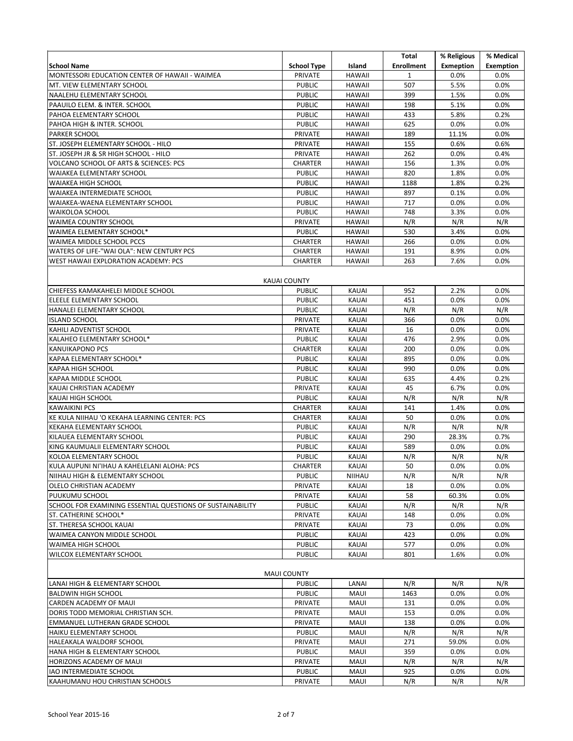| School Name | School Type | Island | Total Enrollment | % Religious Exmeption | % Medical Exemption |
|---|---|---|---|---|---|
| MONTESSORI EDUCATION CENTER OF HAWAII - WAIMEA | PRIVATE | HAWAII | 1 | 0.0% | 0.0% |
| MT. VIEW ELEMENTARY SCHOOL | PUBLIC | HAWAII | 507 | 5.5% | 0.0% |
| NAALEHU ELEMENTARY SCHOOL | PUBLIC | HAWAII | 399 | 1.5% | 0.0% |
| PAAUILO ELEM. & INTER. SCHOOL | PUBLIC | HAWAII | 198 | 5.1% | 0.0% |
| PAHOA ELEMENTARY SCHOOL | PUBLIC | HAWAII | 433 | 5.8% | 0.2% |
| PAHOA HIGH & INTER. SCHOOL | PUBLIC | HAWAII | 625 | 0.0% | 0.0% |
| PARKER SCHOOL | PRIVATE | HAWAII | 189 | 11.1% | 0.0% |
| ST. JOSEPH ELEMENTARY SCHOOL - HILO | PRIVATE | HAWAII | 155 | 0.6% | 0.6% |
| ST. JOSEPH JR & SR HIGH SCHOOL - HILO | PRIVATE | HAWAII | 262 | 0.0% | 0.4% |
| VOLCANO SCHOOL OF ARTS & SCIENCES: PCS | CHARTER | HAWAII | 156 | 1.3% | 0.0% |
| WAIAKEA ELEMENTARY SCHOOL | PUBLIC | HAWAII | 820 | 1.8% | 0.0% |
| WAIAKEA HIGH SCHOOL | PUBLIC | HAWAII | 1188 | 1.8% | 0.2% |
| WAIAKEA INTERMEDIATE SCHOOL | PUBLIC | HAWAII | 897 | 0.1% | 0.0% |
| WAIAKEA-WAENA ELEMENTARY SCHOOL | PUBLIC | HAWAII | 717 | 0.0% | 0.0% |
| WAIKOLOA SCHOOL | PUBLIC | HAWAII | 748 | 3.3% | 0.0% |
| WAIMEA COUNTRY SCHOOL | PRIVATE | HAWAII | N/R | N/R | N/R |
| WAIMEA ELEMENTARY SCHOOL* | PUBLIC | HAWAII | 530 | 3.4% | 0.0% |
| WAIMEA MIDDLE SCHOOL PCCS | CHARTER | HAWAII | 266 | 0.0% | 0.0% |
| WATERS OF LIFE-"WAI OLA": NEW CENTURY PCS | CHARTER | HAWAII | 191 | 8.9% | 0.0% |
| WEST HAWAII EXPLORATION ACADEMY: PCS | CHARTER | HAWAII | 263 | 7.6% | 0.0% |
| **KAUAI COUNTY** | | | | | |
| CHIEFESS KAMAKAHELEI MIDDLE SCHOOL | PUBLIC | KAUAI | 952 | 2.2% | 0.0% |
| ELEELE ELEMENTARY SCHOOL | PUBLIC | KAUAI | 451 | 0.0% | 0.0% |
| HANALEI ELEMENTARY SCHOOL | PUBLIC | KAUAI | N/R | N/R | N/R |
| ISLAND SCHOOL | PRIVATE | KAUAI | 366 | 0.0% | 0.0% |
| KAHILI ADVENTIST SCHOOL | PRIVATE | KAUAI | 16 | 0.0% | 0.0% |
| KALAHEO ELEMENTARY SCHOOL* | PUBLIC | KAUAI | 476 | 2.9% | 0.0% |
| KANUIKAPONO PCS | CHARTER | KAUAI | 200 | 0.0% | 0.0% |
| KAPAA ELEMENTARY SCHOOL* | PUBLIC | KAUAI | 895 | 0.0% | 0.0% |
| KAPAA HIGH SCHOOL | PUBLIC | KAUAI | 990 | 0.0% | 0.0% |
| KAPAA MIDDLE SCHOOL | PUBLIC | KAUAI | 635 | 4.4% | 0.2% |
| KAUAI CHRISTIAN ACADEMY | PRIVATE | KAUAI | 45 | 6.7% | 0.0% |
| KAUAI HIGH SCHOOL | PUBLIC | KAUAI | N/R | N/R | N/R |
| KAWAIKINI PCS | CHARTER | KAUAI | 141 | 1.4% | 0.0% |
| KE KULA NIIHAU 'O KEKAHA LEARNING CENTER: PCS | CHARTER | KAUAI | 50 | 0.0% | 0.0% |
| KEKAHA ELEMENTARY SCHOOL | PUBLIC | KAUAI | N/R | N/R | N/R |
| KILAUEA ELEMENTARY SCHOOL | PUBLIC | KAUAI | 290 | 28.3% | 0.7% |
| KING KAUMUALII ELEMENTARY SCHOOL | PUBLIC | KAUAI | 589 | 0.0% | 0.0% |
| KOLOA ELEMENTARY SCHOOL | PUBLIC | KAUAI | N/R | N/R | N/R |
| KULA AUPUNI NI'IHAU A KAHELELANI ALOHA: PCS | CHARTER | KAUAI | 50 | 0.0% | 0.0% |
| NIIHAU HIGH & ELEMENTARY SCHOOL | PUBLIC | NIIHAU | N/R | N/R | N/R |
| OLELO CHRISTIAN ACADEMY | PRIVATE | KAUAI | 18 | 0.0% | 0.0% |
| PUUKUMU SCHOOL | PRIVATE | KAUAI | 58 | 60.3% | 0.0% |
| SCHOOL FOR EXAMINING ESSENTIAL QUESTIONS OF SUSTAINABILITY | PUBLIC | KAUAI | N/R | N/R | N/R |
| ST. CATHERINE SCHOOL* | PRIVATE | KAUAI | 148 | 0.0% | 0.0% |
| ST. THERESA SCHOOL KAUAI | PRIVATE | KAUAI | 73 | 0.0% | 0.0% |
| WAIMEA CANYON MIDDLE SCHOOL | PUBLIC | KAUAI | 423 | 0.0% | 0.0% |
| WAIMEA HIGH SCHOOL | PUBLIC | KAUAI | 577 | 0.0% | 0.0% |
| WILCOX ELEMENTARY SCHOOL | PUBLIC | KAUAI | 801 | 1.6% | 0.0% |
| **MAUI COUNTY** | | | | | |
| LANAI HIGH & ELEMENTARY SCHOOL | PUBLIC | LANAI | N/R | N/R | N/R |
| BALDWIN HIGH SCHOOL | PUBLIC | MAUI | 1463 | 0.0% | 0.0% |
| CARDEN ACADEMY OF MAUI | PRIVATE | MAUI | 131 | 0.0% | 0.0% |
| DORIS TODD MEMORIAL CHRISTIAN SCH. | PRIVATE | MAUI | 153 | 0.0% | 0.0% |
| EMMANUEL LUTHERAN GRADE SCHOOL | PRIVATE | MAUI | 138 | 0.0% | 0.0% |
| HAIKU ELEMENTARY SCHOOL | PUBLIC | MAUI | N/R | N/R | N/R |
| HALEAKALA WALDORF SCHOOL | PRIVATE | MAUI | 271 | 59.0% | 0.0% |
| HANA HIGH & ELEMENTARY SCHOOL | PUBLIC | MAUI | 359 | 0.0% | 0.0% |
| HORIZONS ACADEMY OF MAUI | PRIVATE | MAUI | N/R | N/R | N/R |
| IAO INTERMEDIATE SCHOOL | PUBLIC | MAUI | 925 | 0.0% | 0.0% |
| KAAHUMANU HOU CHRISTIAN SCHOOLS | PRIVATE | MAUI | N/R | N/R | N/R |

School Year 2015-16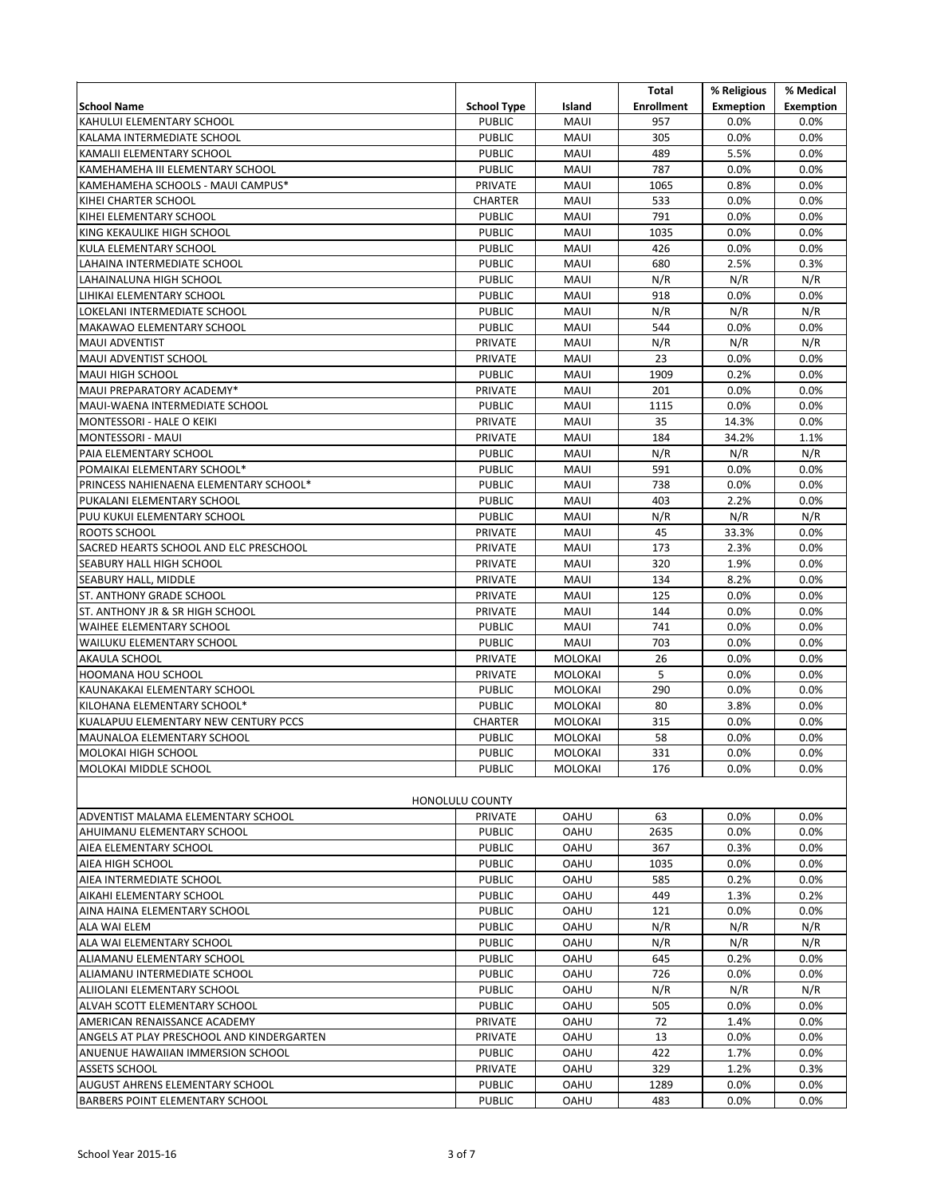| School Name | School Type | Island | Total Enrollment | % Religious Exmeption | % Medical Exemption |
|---|---|---|---|---|---|
| KAHULUI ELEMENTARY SCHOOL | PUBLIC | MAUI | 957 | 0.0% | 0.0% |
| KALAMA INTERMEDIATE SCHOOL | PUBLIC | MAUI | 305 | 0.0% | 0.0% |
| KAMALII ELEMENTARY SCHOOL | PUBLIC | MAUI | 489 | 5.5% | 0.0% |
| KAMEHAMEHA III ELEMENTARY SCHOOL | PUBLIC | MAUI | 787 | 0.0% | 0.0% |
| KAMEHAMEHA SCHOOLS - MAUI CAMPUS* | PRIVATE | MAUI | 1065 | 0.8% | 0.0% |
| KIHEI CHARTER SCHOOL | CHARTER | MAUI | 533 | 0.0% | 0.0% |
| KIHEI ELEMENTARY SCHOOL | PUBLIC | MAUI | 791 | 0.0% | 0.0% |
| KING KEKAULIKE HIGH SCHOOL | PUBLIC | MAUI | 1035 | 0.0% | 0.0% |
| KULA ELEMENTARY SCHOOL | PUBLIC | MAUI | 426 | 0.0% | 0.0% |
| LAHAINA INTERMEDIATE SCHOOL | PUBLIC | MAUI | 680 | 2.5% | 0.3% |
| LAHAINALUNA HIGH SCHOOL | PUBLIC | MAUI | N/R | N/R | N/R |
| LIHIKAI ELEMENTARY SCHOOL | PUBLIC | MAUI | 918 | 0.0% | 0.0% |
| LOKELANI INTERMEDIATE SCHOOL | PUBLIC | MAUI | N/R | N/R | N/R |
| MAKAWAO ELEMENTARY SCHOOL | PUBLIC | MAUI | 544 | 0.0% | 0.0% |
| MAUI ADVENTIST | PRIVATE | MAUI | N/R | N/R | N/R |
| MAUI ADVENTIST SCHOOL | PRIVATE | MAUI | 23 | 0.0% | 0.0% |
| MAUI HIGH SCHOOL | PUBLIC | MAUI | 1909 | 0.2% | 0.0% |
| MAUI PREPARATORY ACADEMY* | PRIVATE | MAUI | 201 | 0.0% | 0.0% |
| MAUI-WAENA INTERMEDIATE SCHOOL | PUBLIC | MAUI | 1115 | 0.0% | 0.0% |
| MONTESSORI - HALE O KEIKI | PRIVATE | MAUI | 35 | 14.3% | 0.0% |
| MONTESSORI - MAUI | PRIVATE | MAUI | 184 | 34.2% | 1.1% |
| PAIA ELEMENTARY SCHOOL | PUBLIC | MAUI | N/R | N/R | N/R |
| POMAIKAI ELEMENTARY SCHOOL* | PUBLIC | MAUI | 591 | 0.0% | 0.0% |
| PRINCESS NAHIENAENA ELEMENTARY SCHOOL* | PUBLIC | MAUI | 738 | 0.0% | 0.0% |
| PUKALANI ELEMENTARY SCHOOL | PUBLIC | MAUI | 403 | 2.2% | 0.0% |
| PUU KUKUI ELEMENTARY SCHOOL | PUBLIC | MAUI | N/R | N/R | N/R |
| ROOTS SCHOOL | PRIVATE | MAUI | 45 | 33.3% | 0.0% |
| SACRED HEARTS SCHOOL AND ELC PRESCHOOL | PRIVATE | MAUI | 173 | 2.3% | 0.0% |
| SEABURY HALL HIGH SCHOOL | PRIVATE | MAUI | 320 | 1.9% | 0.0% |
| SEABURY HALL, MIDDLE | PRIVATE | MAUI | 134 | 8.2% | 0.0% |
| ST. ANTHONY GRADE SCHOOL | PRIVATE | MAUI | 125 | 0.0% | 0.0% |
| ST. ANTHONY JR & SR HIGH SCHOOL | PRIVATE | MAUI | 144 | 0.0% | 0.0% |
| WAIHEE ELEMENTARY SCHOOL | PUBLIC | MAUI | 741 | 0.0% | 0.0% |
| WAILUKU ELEMENTARY SCHOOL | PUBLIC | MAUI | 703 | 0.0% | 0.0% |
| AKAULA SCHOOL | PRIVATE | MOLOKAI | 26 | 0.0% | 0.0% |
| HOOMANA HOU SCHOOL | PRIVATE | MOLOKAI | 5 | 0.0% | 0.0% |
| KAUNAKAKAI ELEMENTARY SCHOOL | PUBLIC | MOLOKAI | 290 | 0.0% | 0.0% |
| KILOHANA ELEMENTARY SCHOOL* | PUBLIC | MOLOKAI | 80 | 3.8% | 0.0% |
| KUALAPUU ELEMENTARY NEW CENTURY PCCS | CHARTER | MOLOKAI | 315 | 0.0% | 0.0% |
| MAUNALOA ELEMENTARY SCHOOL | PUBLIC | MOLOKAI | 58 | 0.0% | 0.0% |
| MOLOKAI HIGH SCHOOL | PUBLIC | MOLOKAI | 331 | 0.0% | 0.0% |
| MOLOKAI MIDDLE SCHOOL | PUBLIC | MOLOKAI | 176 | 0.0% | 0.0% |
| | HONOLULU COUNTY | | | | |
| ADVENTIST MALAMA ELEMENTARY SCHOOL | PRIVATE | OAHU | 63 | 0.0% | 0.0% |
| AHUIMANU ELEMENTARY SCHOOL | PUBLIC | OAHU | 2635 | 0.0% | 0.0% |
| AIEA ELEMENTARY SCHOOL | PUBLIC | OAHU | 367 | 0.3% | 0.0% |
| AIEA HIGH SCHOOL | PUBLIC | OAHU | 1035 | 0.0% | 0.0% |
| AIEA INTERMEDIATE SCHOOL | PUBLIC | OAHU | 585 | 0.2% | 0.0% |
| AIKAHI ELEMENTARY SCHOOL | PUBLIC | OAHU | 449 | 1.3% | 0.2% |
| AINA HAINA ELEMENTARY SCHOOL | PUBLIC | OAHU | 121 | 0.0% | 0.0% |
| ALA WAI ELEM | PUBLIC | OAHU | N/R | N/R | N/R |
| ALA WAI ELEMENTARY SCHOOL | PUBLIC | OAHU | N/R | N/R | N/R |
| ALIAMANU ELEMENTARY SCHOOL | PUBLIC | OAHU | 645 | 0.2% | 0.0% |
| ALIAMANU INTERMEDIATE SCHOOL | PUBLIC | OAHU | 726 | 0.0% | 0.0% |
| ALIIOLANI ELEMENTARY SCHOOL | PUBLIC | OAHU | N/R | N/R | N/R |
| ALVAH SCOTT ELEMENTARY SCHOOL | PUBLIC | OAHU | 505 | 0.0% | 0.0% |
| AMERICAN RENAISSANCE ACADEMY | PRIVATE | OAHU | 72 | 1.4% | 0.0% |
| ANGELS AT PLAY PRESCHOOL AND KINDERGARTEN | PRIVATE | OAHU | 13 | 0.0% | 0.0% |
| ANUENUE HAWAIIAN IMMERSION SCHOOL | PUBLIC | OAHU | 422 | 1.7% | 0.0% |
| ASSETS SCHOOL | PRIVATE | OAHU | 329 | 1.2% | 0.3% |
| AUGUST AHRENS ELEMENTARY SCHOOL | PUBLIC | OAHU | 1289 | 0.0% | 0.0% |
| BARBERS POINT ELEMENTARY SCHOOL | PUBLIC | OAHU | 483 | 0.0% | 0.0% |

School Year 2015-16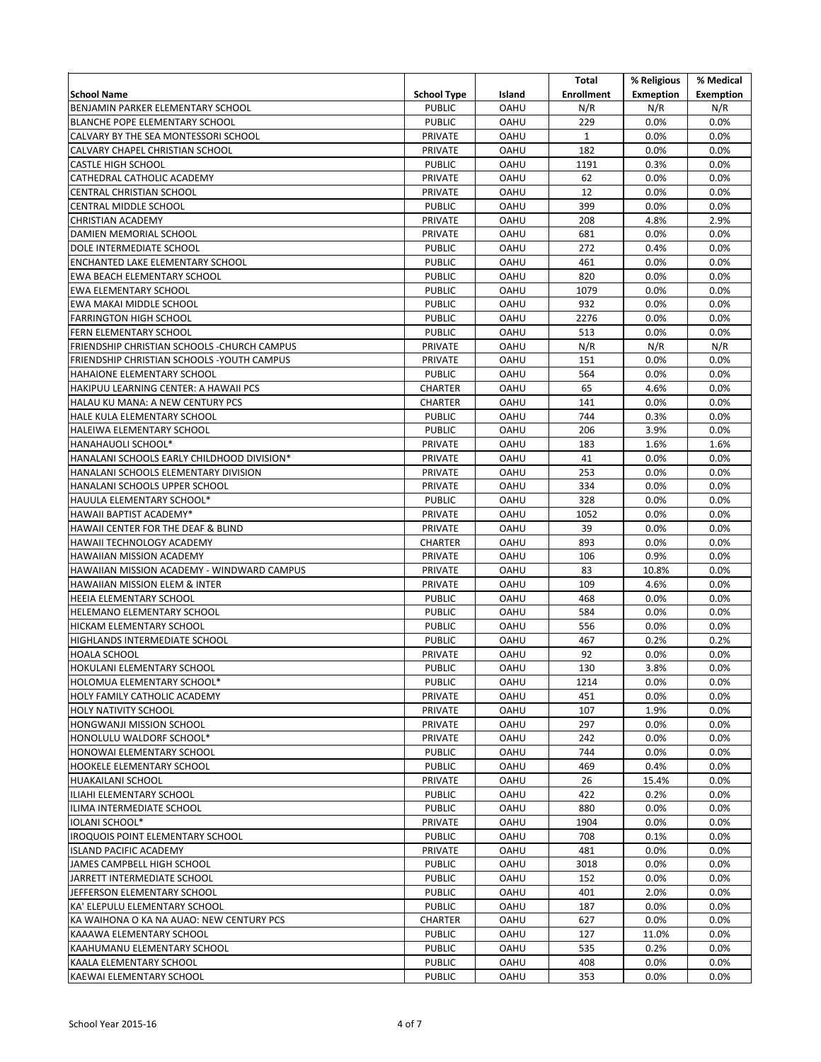| School Name | School Type | Island | Total Enrollment | % Religious Exmeption | % Medical Exemption |
|---|---|---|---|---|---|
| BENJAMIN PARKER ELEMENTARY SCHOOL | PUBLIC | OAHU | N/R | N/R | N/R |
| BLANCHE POPE ELEMENTARY SCHOOL | PUBLIC | OAHU | 229 | 0.0% | 0.0% |
| CALVARY BY THE SEA MONTESSORI SCHOOL | PRIVATE | OAHU | 1 | 0.0% | 0.0% |
| CALVARY CHAPEL CHRISTIAN SCHOOL | PRIVATE | OAHU | 182 | 0.0% | 0.0% |
| CASTLE HIGH SCHOOL | PUBLIC | OAHU | 1191 | 0.3% | 0.0% |
| CATHEDRAL CATHOLIC ACADEMY | PRIVATE | OAHU | 62 | 0.0% | 0.0% |
| CENTRAL CHRISTIAN SCHOOL | PRIVATE | OAHU | 12 | 0.0% | 0.0% |
| CENTRAL MIDDLE SCHOOL | PUBLIC | OAHU | 399 | 0.0% | 0.0% |
| CHRISTIAN ACADEMY | PRIVATE | OAHU | 208 | 4.8% | 2.9% |
| DAMIEN MEMORIAL SCHOOL | PRIVATE | OAHU | 681 | 0.0% | 0.0% |
| DOLE INTERMEDIATE SCHOOL | PUBLIC | OAHU | 272 | 0.4% | 0.0% |
| ENCHANTED LAKE ELEMENTARY SCHOOL | PUBLIC | OAHU | 461 | 0.0% | 0.0% |
| EWA BEACH ELEMENTARY SCHOOL | PUBLIC | OAHU | 820 | 0.0% | 0.0% |
| EWA ELEMENTARY SCHOOL | PUBLIC | OAHU | 1079 | 0.0% | 0.0% |
| EWA MAKAI MIDDLE SCHOOL | PUBLIC | OAHU | 932 | 0.0% | 0.0% |
| FARRINGTON HIGH SCHOOL | PUBLIC | OAHU | 2276 | 0.0% | 0.0% |
| FERN ELEMENTARY SCHOOL | PUBLIC | OAHU | 513 | 0.0% | 0.0% |
| FRIENDSHIP CHRISTIAN SCHOOLS -CHURCH CAMPUS | PRIVATE | OAHU | N/R | N/R | N/R |
| FRIENDSHIP CHRISTIAN SCHOOLS -YOUTH CAMPUS | PRIVATE | OAHU | 151 | 0.0% | 0.0% |
| HAHAIONE ELEMENTARY SCHOOL | PUBLIC | OAHU | 564 | 0.0% | 0.0% |
| HAKIPUU LEARNING CENTER: A HAWAII PCS | CHARTER | OAHU | 65 | 4.6% | 0.0% |
| HALAU KU MANA: A NEW CENTURY PCS | CHARTER | OAHU | 141 | 0.0% | 0.0% |
| HALE KULA ELEMENTARY SCHOOL | PUBLIC | OAHU | 744 | 0.3% | 0.0% |
| HALEIWA ELEMENTARY SCHOOL | PUBLIC | OAHU | 206 | 3.9% | 0.0% |
| HANAHAUOLI SCHOOL* | PRIVATE | OAHU | 183 | 1.6% | 1.6% |
| HANALANI SCHOOLS EARLY CHILDHOOD DIVISION* | PRIVATE | OAHU | 41 | 0.0% | 0.0% |
| HANALANI SCHOOLS ELEMENTARY DIVISION | PRIVATE | OAHU | 253 | 0.0% | 0.0% |
| HANALANI SCHOOLS UPPER SCHOOL | PRIVATE | OAHU | 334 | 0.0% | 0.0% |
| HAUULA ELEMENTARY SCHOOL* | PUBLIC | OAHU | 328 | 0.0% | 0.0% |
| HAWAII BAPTIST ACADEMY* | PRIVATE | OAHU | 1052 | 0.0% | 0.0% |
| HAWAII CENTER FOR THE DEAF & BLIND | PRIVATE | OAHU | 39 | 0.0% | 0.0% |
| HAWAII TECHNOLOGY ACADEMY | CHARTER | OAHU | 893 | 0.0% | 0.0% |
| HAWAIIAN MISSION ACADEMY | PRIVATE | OAHU | 106 | 0.9% | 0.0% |
| HAWAIIAN MISSION ACADEMY - WINDWARD CAMPUS | PRIVATE | OAHU | 83 | 10.8% | 0.0% |
| HAWAIIAN MISSION ELEM & INTER | PRIVATE | OAHU | 109 | 4.6% | 0.0% |
| HEEIA ELEMENTARY SCHOOL | PUBLIC | OAHU | 468 | 0.0% | 0.0% |
| HELEMANO ELEMENTARY SCHOOL | PUBLIC | OAHU | 584 | 0.0% | 0.0% |
| HICKAM ELEMENTARY SCHOOL | PUBLIC | OAHU | 556 | 0.0% | 0.0% |
| HIGHLANDS INTERMEDIATE SCHOOL | PUBLIC | OAHU | 467 | 0.2% | 0.2% |
| HOALA SCHOOL | PRIVATE | OAHU | 92 | 0.0% | 0.0% |
| HOKULANI ELEMENTARY SCHOOL | PUBLIC | OAHU | 130 | 3.8% | 0.0% |
| HOLOMUA ELEMENTARY SCHOOL* | PUBLIC | OAHU | 1214 | 0.0% | 0.0% |
| HOLY FAMILY CATHOLIC ACADEMY | PRIVATE | OAHU | 451 | 0.0% | 0.0% |
| HOLY NATIVITY SCHOOL | PRIVATE | OAHU | 107 | 1.9% | 0.0% |
| HONGWANJI MISSION SCHOOL | PRIVATE | OAHU | 297 | 0.0% | 0.0% |
| HONOLULU WALDORF SCHOOL* | PRIVATE | OAHU | 242 | 0.0% | 0.0% |
| HONOWAI ELEMENTARY SCHOOL | PUBLIC | OAHU | 744 | 0.0% | 0.0% |
| HOOKELE ELEMENTARY SCHOOL | PUBLIC | OAHU | 469 | 0.4% | 0.0% |
| HUAKAILANI SCHOOL | PRIVATE | OAHU | 26 | 15.4% | 0.0% |
| ILIAHI ELEMENTARY SCHOOL | PUBLIC | OAHU | 422 | 0.2% | 0.0% |
| ILIMA INTERMEDIATE SCHOOL | PUBLIC | OAHU | 880 | 0.0% | 0.0% |
| IOLANI SCHOOL* | PRIVATE | OAHU | 1904 | 0.0% | 0.0% |
| IROQUOIS POINT ELEMENTARY SCHOOL | PUBLIC | OAHU | 708 | 0.1% | 0.0% |
| ISLAND PACIFIC ACADEMY | PRIVATE | OAHU | 481 | 0.0% | 0.0% |
| JAMES CAMPBELL HIGH SCHOOL | PUBLIC | OAHU | 3018 | 0.0% | 0.0% |
| JARRETT INTERMEDIATE SCHOOL | PUBLIC | OAHU | 152 | 0.0% | 0.0% |
| JEFFERSON ELEMENTARY SCHOOL | PUBLIC | OAHU | 401 | 2.0% | 0.0% |
| KA' ELEPULU ELEMENTARY SCHOOL | PUBLIC | OAHU | 187 | 0.0% | 0.0% |
| KA WAIHONA O KA NA AUAO: NEW CENTURY PCS | CHARTER | OAHU | 627 | 0.0% | 0.0% |
| KAAAWA ELEMENTARY SCHOOL | PUBLIC | OAHU | 127 | 11.0% | 0.0% |
| KAAHUMANU ELEMENTARY SCHOOL | PUBLIC | OAHU | 535 | 0.2% | 0.0% |
| KAALA ELEMENTARY SCHOOL | PUBLIC | OAHU | 408 | 0.0% | 0.0% |
| KAEWAI ELEMENTARY SCHOOL | PUBLIC | OAHU | 353 | 0.0% | 0.0% |

School Year 2015-16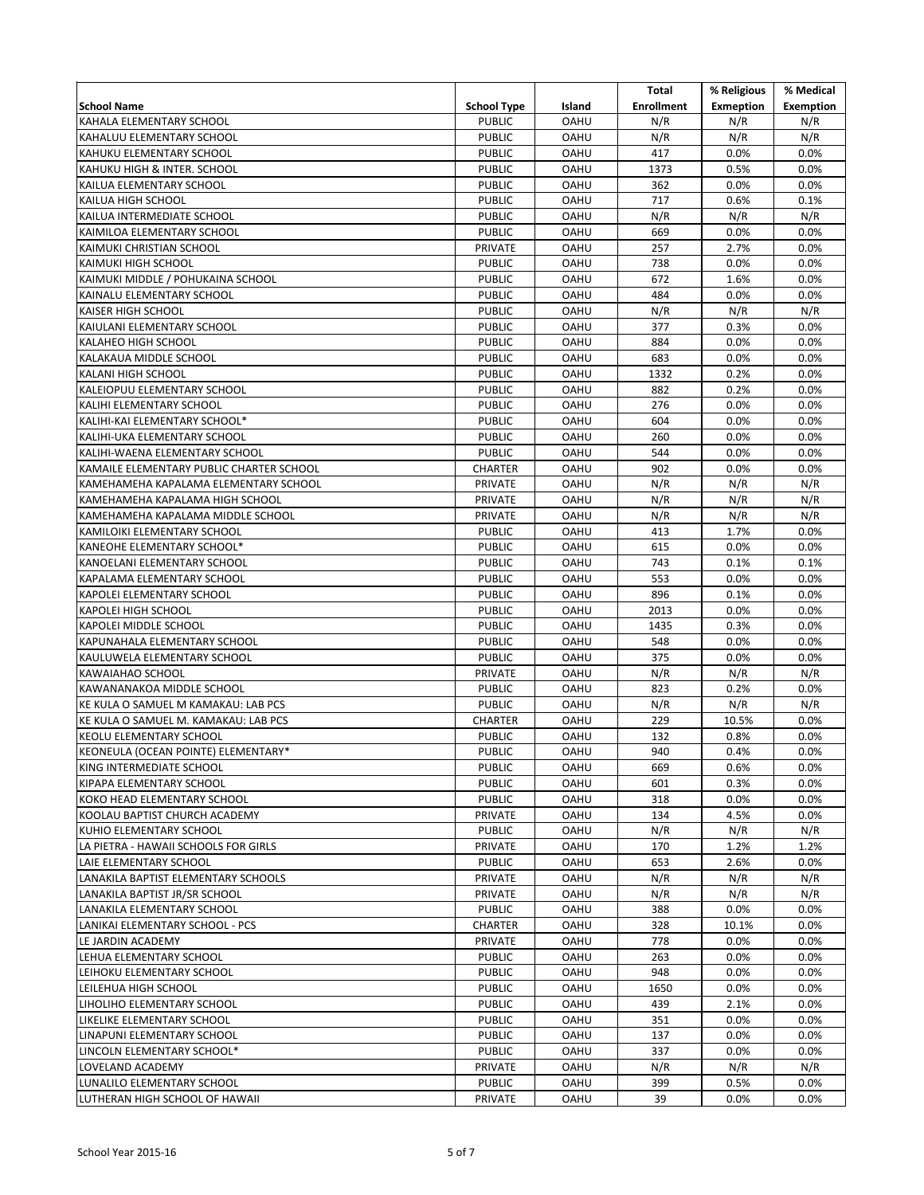| School Name | School Type | Island | Total Enrollment | % Religious Exemption | % Medical Exemption |
|---|---|---|---|---|---|
| KAHALA ELEMENTARY SCHOOL | PUBLIC | OAHU | N/R | N/R | N/R |
| KAHALUU ELEMENTARY SCHOOL | PUBLIC | OAHU | N/R | N/R | N/R |
| KAHUKU ELEMENTARY SCHOOL | PUBLIC | OAHU | 417 | 0.0% | 0.0% |
| KAHUKU HIGH & INTER. SCHOOL | PUBLIC | OAHU | 1373 | 0.5% | 0.0% |
| KAILUA ELEMENTARY SCHOOL | PUBLIC | OAHU | 362 | 0.0% | 0.0% |
| KAILUA HIGH SCHOOL | PUBLIC | OAHU | 717 | 0.6% | 0.1% |
| KAILUA INTERMEDIATE SCHOOL | PUBLIC | OAHU | N/R | N/R | N/R |
| KAIMILOA ELEMENTARY SCHOOL | PUBLIC | OAHU | 669 | 0.0% | 0.0% |
| KAIMUKI CHRISTIAN SCHOOL | PRIVATE | OAHU | 257 | 2.7% | 0.0% |
| KAIMUKI HIGH SCHOOL | PUBLIC | OAHU | 738 | 0.0% | 0.0% |
| KAIMUKI MIDDLE / POHUKAINA SCHOOL | PUBLIC | OAHU | 672 | 1.6% | 0.0% |
| KAINALU ELEMENTARY SCHOOL | PUBLIC | OAHU | 484 | 0.0% | 0.0% |
| KAISER HIGH SCHOOL | PUBLIC | OAHU | N/R | N/R | N/R |
| KAIULANI ELEMENTARY SCHOOL | PUBLIC | OAHU | 377 | 0.3% | 0.0% |
| KALAHEO HIGH SCHOOL | PUBLIC | OAHU | 884 | 0.0% | 0.0% |
| KALAKAUA MIDDLE SCHOOL | PUBLIC | OAHU | 683 | 0.0% | 0.0% |
| KALANI HIGH SCHOOL | PUBLIC | OAHU | 1332 | 0.2% | 0.0% |
| KALEIOPUU ELEMENTARY SCHOOL | PUBLIC | OAHU | 882 | 0.2% | 0.0% |
| KALIHI ELEMENTARY SCHOOL | PUBLIC | OAHU | 276 | 0.0% | 0.0% |
| KALIHI-KAI ELEMENTARY SCHOOL* | PUBLIC | OAHU | 604 | 0.0% | 0.0% |
| KALIHI-UKA ELEMENTARY SCHOOL | PUBLIC | OAHU | 260 | 0.0% | 0.0% |
| KALIHI-WAENA ELEMENTARY SCHOOL | PUBLIC | OAHU | 544 | 0.0% | 0.0% |
| KAMAILE ELEMENTARY PUBLIC CHARTER SCHOOL | CHARTER | OAHU | 902 | 0.0% | 0.0% |
| KAMEHAMEHA KAPALAMA ELEMENTARY SCHOOL | PRIVATE | OAHU | N/R | N/R | N/R |
| KAMEHAMEHA KAPALAMA HIGH SCHOOL | PRIVATE | OAHU | N/R | N/R | N/R |
| KAMEHAMEHA KAPALAMA MIDDLE SCHOOL | PRIVATE | OAHU | N/R | N/R | N/R |
| KAMILOIKI ELEMENTARY SCHOOL | PUBLIC | OAHU | 413 | 1.7% | 0.0% |
| KANEOHE ELEMENTARY SCHOOL* | PUBLIC | OAHU | 615 | 0.0% | 0.0% |
| KANOELANI ELEMENTARY SCHOOL | PUBLIC | OAHU | 743 | 0.1% | 0.1% |
| KAPALAMA ELEMENTARY SCHOOL | PUBLIC | OAHU | 553 | 0.0% | 0.0% |
| KAPOLEI ELEMENTARY SCHOOL | PUBLIC | OAHU | 896 | 0.1% | 0.0% |
| KAPOLEI HIGH SCHOOL | PUBLIC | OAHU | 2013 | 0.0% | 0.0% |
| KAPOLEI MIDDLE SCHOOL | PUBLIC | OAHU | 1435 | 0.3% | 0.0% |
| KAPUNAHALA ELEMENTARY SCHOOL | PUBLIC | OAHU | 548 | 0.0% | 0.0% |
| KAULUWELA ELEMENTARY SCHOOL | PUBLIC | OAHU | 375 | 0.0% | 0.0% |
| KAWAIAHAO SCHOOL | PRIVATE | OAHU | N/R | N/R | N/R |
| KAWANANAKOA MIDDLE SCHOOL | PUBLIC | OAHU | 823 | 0.2% | 0.0% |
| KE KULA O SAMUEL M KAMAKAU: LAB PCS | PUBLIC | OAHU | N/R | N/R | N/R |
| KE KULA O SAMUEL M. KAMAKAU: LAB PCS | CHARTER | OAHU | 229 | 10.5% | 0.0% |
| KEOLU ELEMENTARY SCHOOL | PUBLIC | OAHU | 132 | 0.8% | 0.0% |
| KEONEULA (OCEAN POINTE) ELEMENTARY* | PUBLIC | OAHU | 940 | 0.4% | 0.0% |
| KING INTERMEDIATE SCHOOL | PUBLIC | OAHU | 669 | 0.6% | 0.0% |
| KIPAPA ELEMENTARY SCHOOL | PUBLIC | OAHU | 601 | 0.3% | 0.0% |
| KOKO HEAD ELEMENTARY SCHOOL | PUBLIC | OAHU | 318 | 0.0% | 0.0% |
| KOOLAU BAPTIST CHURCH ACADEMY | PRIVATE | OAHU | 134 | 4.5% | 0.0% |
| KUHIO ELEMENTARY SCHOOL | PUBLIC | OAHU | N/R | N/R | N/R |
| LA PIETRA - HAWAII SCHOOLS FOR GIRLS | PRIVATE | OAHU | 170 | 1.2% | 1.2% |
| LAIE ELEMENTARY SCHOOL | PUBLIC | OAHU | 653 | 2.6% | 0.0% |
| LANAKILA BAPTIST ELEMENTARY SCHOOLS | PRIVATE | OAHU | N/R | N/R | N/R |
| LANAKILA BAPTIST JR/SR SCHOOL | PRIVATE | OAHU | N/R | N/R | N/R |
| LANAKILA ELEMENTARY SCHOOL | PUBLIC | OAHU | 388 | 0.0% | 0.0% |
| LANIKAI ELEMENTARY SCHOOL - PCS | CHARTER | OAHU | 328 | 10.1% | 0.0% |
| LE JARDIN ACADEMY | PRIVATE | OAHU | 778 | 0.0% | 0.0% |
| LEHUA ELEMENTARY SCHOOL | PUBLIC | OAHU | 263 | 0.0% | 0.0% |
| LEIHOKU ELEMENTARY SCHOOL | PUBLIC | OAHU | 948 | 0.0% | 0.0% |
| LEILEHUA HIGH SCHOOL | PUBLIC | OAHU | 1650 | 0.0% | 0.0% |
| LIHOLIHO ELEMENTARY SCHOOL | PUBLIC | OAHU | 439 | 2.1% | 0.0% |
| LIKELIKE ELEMENTARY SCHOOL | PUBLIC | OAHU | 351 | 0.0% | 0.0% |
| LINAPUNI ELEMENTARY SCHOOL | PUBLIC | OAHU | 137 | 0.0% | 0.0% |
| LINCOLN ELEMENTARY SCHOOL* | PUBLIC | OAHU | 337 | 0.0% | 0.0% |
| LOVELAND ACADEMY | PRIVATE | OAHU | N/R | N/R | N/R |
| LUNALILO ELEMENTARY SCHOOL | PUBLIC | OAHU | 399 | 0.5% | 0.0% |
| LUTHERAN HIGH SCHOOL OF HAWAII | PRIVATE | OAHU | 39 | 0.0% | 0.0% |

School Year 2015-16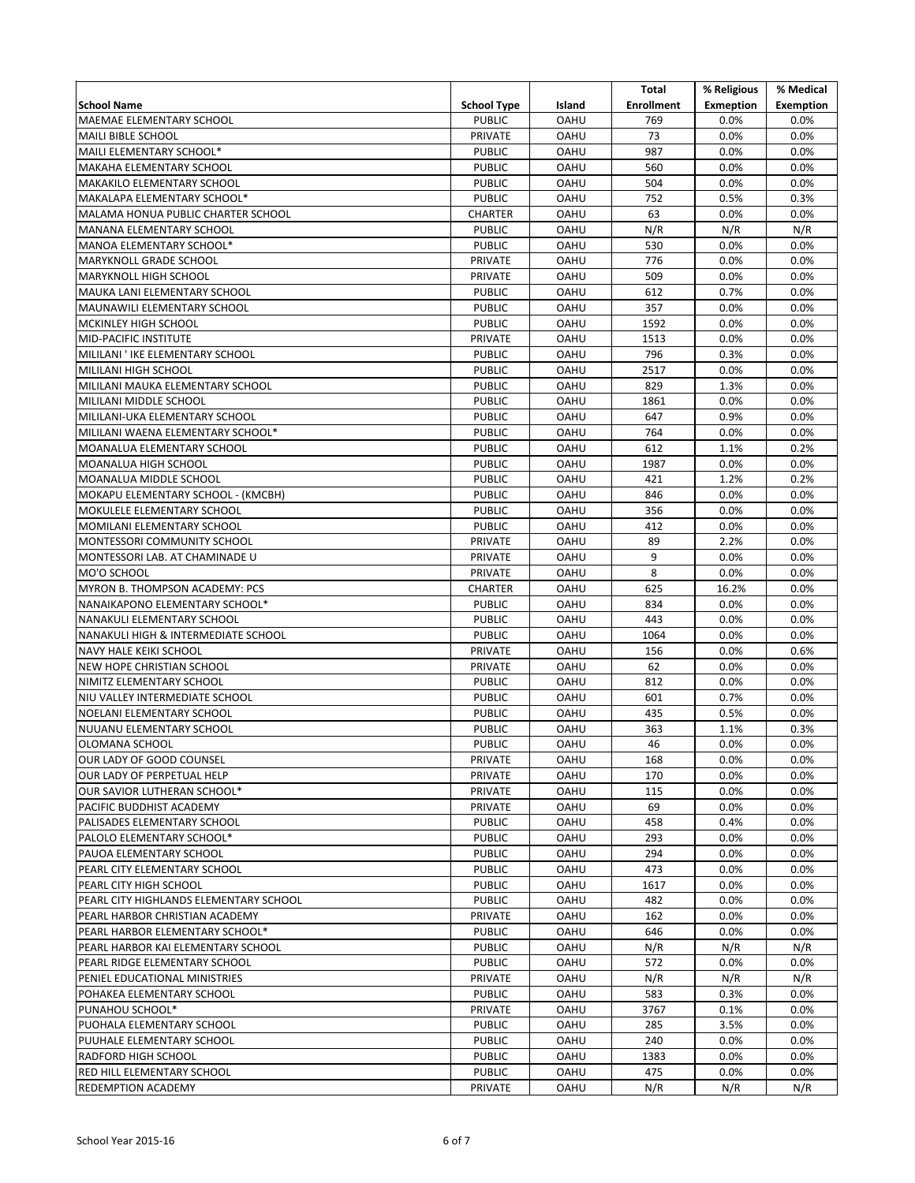| School Name | School Type | Island | Total Enrollment | % Religious Exmeption | % Medical Exemption |
|---|---|---|---|---|---|
| MAEMAE ELEMENTARY SCHOOL | PUBLIC | OAHU | 769 | 0.0% | 0.0% |
| MAILI BIBLE SCHOOL | PRIVATE | OAHU | 73 | 0.0% | 0.0% |
| MAILI ELEMENTARY SCHOOL* | PUBLIC | OAHU | 987 | 0.0% | 0.0% |
| MAKAHA ELEMENTARY SCHOOL | PUBLIC | OAHU | 560 | 0.0% | 0.0% |
| MAKAKILO ELEMENTARY SCHOOL | PUBLIC | OAHU | 504 | 0.0% | 0.0% |
| MAKALAPA ELEMENTARY SCHOOL* | PUBLIC | OAHU | 752 | 0.5% | 0.3% |
| MALAMA HONUA PUBLIC CHARTER SCHOOL | CHARTER | OAHU | 63 | 0.0% | 0.0% |
| MANANA ELEMENTARY SCHOOL | PUBLIC | OAHU | N/R | N/R | N/R |
| MANOA ELEMENTARY SCHOOL* | PUBLIC | OAHU | 530 | 0.0% | 0.0% |
| MARYKNOLL GRADE SCHOOL | PRIVATE | OAHU | 776 | 0.0% | 0.0% |
| MARYKNOLL HIGH SCHOOL | PRIVATE | OAHU | 509 | 0.0% | 0.0% |
| MAUKA LANI ELEMENTARY SCHOOL | PUBLIC | OAHU | 612 | 0.7% | 0.0% |
| MAUNAWILI ELEMENTARY SCHOOL | PUBLIC | OAHU | 357 | 0.0% | 0.0% |
| MCKINLEY HIGH SCHOOL | PUBLIC | OAHU | 1592 | 0.0% | 0.0% |
| MID-PACIFIC INSTITUTE | PRIVATE | OAHU | 1513 | 0.0% | 0.0% |
| MILILANI ' IKE ELEMENTARY SCHOOL | PUBLIC | OAHU | 796 | 0.3% | 0.0% |
| MILILANI HIGH SCHOOL | PUBLIC | OAHU | 2517 | 0.0% | 0.0% |
| MILILANI MAUKA ELEMENTARY SCHOOL | PUBLIC | OAHU | 829 | 1.3% | 0.0% |
| MILILANI MIDDLE SCHOOL | PUBLIC | OAHU | 1861 | 0.0% | 0.0% |
| MILILANI-UKA ELEMENTARY SCHOOL | PUBLIC | OAHU | 647 | 0.9% | 0.0% |
| MILILANI WAENA ELEMENTARY SCHOOL* | PUBLIC | OAHU | 764 | 0.0% | 0.0% |
| MOANALUA ELEMENTARY SCHOOL | PUBLIC | OAHU | 612 | 1.1% | 0.2% |
| MOANALUA HIGH SCHOOL | PUBLIC | OAHU | 1987 | 0.0% | 0.0% |
| MOANALUA MIDDLE SCHOOL | PUBLIC | OAHU | 421 | 1.2% | 0.2% |
| MOKAPU ELEMENTARY SCHOOL - (KMCBH) | PUBLIC | OAHU | 846 | 0.0% | 0.0% |
| MOKULELE ELEMENTARY SCHOOL | PUBLIC | OAHU | 356 | 0.0% | 0.0% |
| MOMILANI ELEMENTARY SCHOOL | PUBLIC | OAHU | 412 | 0.0% | 0.0% |
| MONTESSORI COMMUNITY SCHOOL | PRIVATE | OAHU | 89 | 2.2% | 0.0% |
| MONTESSORI LAB. AT CHAMINADE U | PRIVATE | OAHU | 9 | 0.0% | 0.0% |
| MO'O SCHOOL | PRIVATE | OAHU | 8 | 0.0% | 0.0% |
| MYRON B. THOMPSON ACADEMY: PCS | CHARTER | OAHU | 625 | 16.2% | 0.0% |
| NANAIKAPONO ELEMENTARY SCHOOL* | PUBLIC | OAHU | 834 | 0.0% | 0.0% |
| NANAKULI ELEMENTARY SCHOOL | PUBLIC | OAHU | 443 | 0.0% | 0.0% |
| NANAKULI HIGH & INTERMEDIATE SCHOOL | PUBLIC | OAHU | 1064 | 0.0% | 0.0% |
| NAVY HALE KEIKI SCHOOL | PRIVATE | OAHU | 156 | 0.0% | 0.6% |
| NEW HOPE CHRISTIAN SCHOOL | PRIVATE | OAHU | 62 | 0.0% | 0.0% |
| NIMITZ ELEMENTARY SCHOOL | PUBLIC | OAHU | 812 | 0.0% | 0.0% |
| NIU VALLEY INTERMEDIATE SCHOOL | PUBLIC | OAHU | 601 | 0.7% | 0.0% |
| NOELANI ELEMENTARY SCHOOL | PUBLIC | OAHU | 435 | 0.5% | 0.0% |
| NUUANU ELEMENTARY SCHOOL | PUBLIC | OAHU | 363 | 1.1% | 0.3% |
| OLOMANA SCHOOL | PUBLIC | OAHU | 46 | 0.0% | 0.0% |
| OUR LADY OF GOOD COUNSEL | PRIVATE | OAHU | 168 | 0.0% | 0.0% |
| OUR LADY OF PERPETUAL HELP | PRIVATE | OAHU | 170 | 0.0% | 0.0% |
| OUR SAVIOR LUTHERAN SCHOOL* | PRIVATE | OAHU | 115 | 0.0% | 0.0% |
| PACIFIC BUDDHIST ACADEMY | PRIVATE | OAHU | 69 | 0.0% | 0.0% |
| PALISADES ELEMENTARY SCHOOL | PUBLIC | OAHU | 458 | 0.4% | 0.0% |
| PALOLO ELEMENTARY SCHOOL* | PUBLIC | OAHU | 293 | 0.0% | 0.0% |
| PAUOA ELEMENTARY SCHOOL | PUBLIC | OAHU | 294 | 0.0% | 0.0% |
| PEARL CITY ELEMENTARY SCHOOL | PUBLIC | OAHU | 473 | 0.0% | 0.0% |
| PEARL CITY HIGH SCHOOL | PUBLIC | OAHU | 1617 | 0.0% | 0.0% |
| PEARL CITY HIGHLANDS ELEMENTARY SCHOOL | PUBLIC | OAHU | 482 | 0.0% | 0.0% |
| PEARL HARBOR CHRISTIAN ACADEMY | PRIVATE | OAHU | 162 | 0.0% | 0.0% |
| PEARL HARBOR ELEMENTARY SCHOOL* | PUBLIC | OAHU | 646 | 0.0% | 0.0% |
| PEARL HARBOR KAI ELEMENTARY SCHOOL | PUBLIC | OAHU | N/R | N/R | N/R |
| PEARL RIDGE ELEMENTARY SCHOOL | PUBLIC | OAHU | 572 | 0.0% | 0.0% |
| PENIEL EDUCATIONAL MINISTRIES | PRIVATE | OAHU | N/R | N/R | N/R |
| POHAKEA ELEMENTARY SCHOOL | PUBLIC | OAHU | 583 | 0.3% | 0.0% |
| PUNAHOU SCHOOL* | PRIVATE | OAHU | 3767 | 0.1% | 0.0% |
| PUOHALA ELEMENTARY SCHOOL | PUBLIC | OAHU | 285 | 3.5% | 0.0% |
| PUUHALE ELEMENTARY SCHOOL | PUBLIC | OAHU | 240 | 0.0% | 0.0% |
| RADFORD HIGH SCHOOL | PUBLIC | OAHU | 1383 | 0.0% | 0.0% |
| RED HILL ELEMENTARY SCHOOL | PUBLIC | OAHU | 475 | 0.0% | 0.0% |
| REDEMPTION ACADEMY | PRIVATE | OAHU | N/R | N/R | N/R |

School Year 2015-16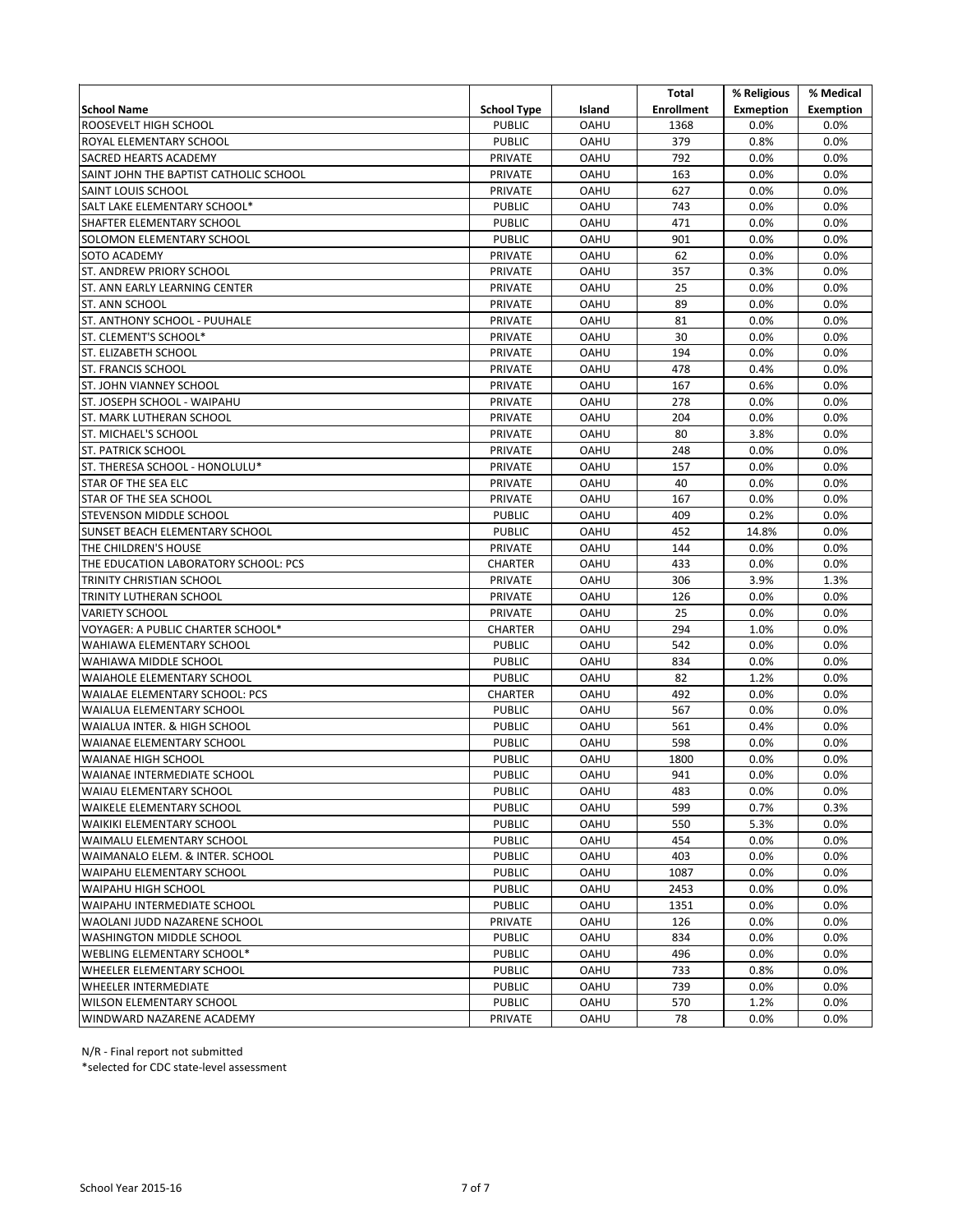| School Name | School Type | Island | Total Enrollment | % Religious Exmeption | % Medical Exemption |
|---|---|---|---|---|---|
| ROOSEVELT HIGH SCHOOL | PUBLIC | OAHU | 1368 | 0.0% | 0.0% |
| ROYAL ELEMENTARY SCHOOL | PUBLIC | OAHU | 379 | 0.8% | 0.0% |
| SACRED HEARTS ACADEMY | PRIVATE | OAHU | 792 | 0.0% | 0.0% |
| SAINT JOHN THE BAPTIST CATHOLIC SCHOOL | PRIVATE | OAHU | 163 | 0.0% | 0.0% |
| SAINT LOUIS SCHOOL | PRIVATE | OAHU | 627 | 0.0% | 0.0% |
| SALT LAKE ELEMENTARY SCHOOL* | PUBLIC | OAHU | 743 | 0.0% | 0.0% |
| SHAFTER ELEMENTARY SCHOOL | PUBLIC | OAHU | 471 | 0.0% | 0.0% |
| SOLOMON ELEMENTARY SCHOOL | PUBLIC | OAHU | 901 | 0.0% | 0.0% |
| SOTO ACADEMY | PRIVATE | OAHU | 62 | 0.0% | 0.0% |
| ST. ANDREW PRIORY SCHOOL | PRIVATE | OAHU | 357 | 0.3% | 0.0% |
| ST. ANN EARLY LEARNING CENTER | PRIVATE | OAHU | 25 | 0.0% | 0.0% |
| ST. ANN SCHOOL | PRIVATE | OAHU | 89 | 0.0% | 0.0% |
| ST. ANTHONY SCHOOL - PUUHALE | PRIVATE | OAHU | 81 | 0.0% | 0.0% |
| ST. CLEMENT'S SCHOOL* | PRIVATE | OAHU | 30 | 0.0% | 0.0% |
| ST. ELIZABETH SCHOOL | PRIVATE | OAHU | 194 | 0.0% | 0.0% |
| ST. FRANCIS SCHOOL | PRIVATE | OAHU | 478 | 0.4% | 0.0% |
| ST. JOHN VIANNEY SCHOOL | PRIVATE | OAHU | 167 | 0.6% | 0.0% |
| ST. JOSEPH SCHOOL - WAIPAHU | PRIVATE | OAHU | 278 | 0.0% | 0.0% |
| ST. MARK LUTHERAN SCHOOL | PRIVATE | OAHU | 204 | 0.0% | 0.0% |
| ST. MICHAEL'S SCHOOL | PRIVATE | OAHU | 80 | 3.8% | 0.0% |
| ST. PATRICK SCHOOL | PRIVATE | OAHU | 248 | 0.0% | 0.0% |
| ST. THERESA SCHOOL - HONOLULU* | PRIVATE | OAHU | 157 | 0.0% | 0.0% |
| STAR OF THE SEA ELC | PRIVATE | OAHU | 40 | 0.0% | 0.0% |
| STAR OF THE SEA SCHOOL | PRIVATE | OAHU | 167 | 0.0% | 0.0% |
| STEVENSON MIDDLE SCHOOL | PUBLIC | OAHU | 409 | 0.2% | 0.0% |
| SUNSET BEACH ELEMENTARY SCHOOL | PUBLIC | OAHU | 452 | 14.8% | 0.0% |
| THE CHILDREN'S HOUSE | PRIVATE | OAHU | 144 | 0.0% | 0.0% |
| THE EDUCATION LABORATORY SCHOOL: PCS | CHARTER | OAHU | 433 | 0.0% | 0.0% |
| TRINITY CHRISTIAN SCHOOL | PRIVATE | OAHU | 306 | 3.9% | 1.3% |
| TRINITY LUTHERAN SCHOOL | PRIVATE | OAHU | 126 | 0.0% | 0.0% |
| VARIETY SCHOOL | PRIVATE | OAHU | 25 | 0.0% | 0.0% |
| VOYAGER: A PUBLIC CHARTER SCHOOL* | CHARTER | OAHU | 294 | 1.0% | 0.0% |
| WAHIAWA ELEMENTARY SCHOOL | PUBLIC | OAHU | 542 | 0.0% | 0.0% |
| WAHIAWA MIDDLE SCHOOL | PUBLIC | OAHU | 834 | 0.0% | 0.0% |
| WAIAHOLE ELEMENTARY SCHOOL | PUBLIC | OAHU | 82 | 1.2% | 0.0% |
| WAIALAE ELEMENTARY SCHOOL: PCS | CHARTER | OAHU | 492 | 0.0% | 0.0% |
| WAIALUA ELEMENTARY SCHOOL | PUBLIC | OAHU | 567 | 0.0% | 0.0% |
| WAIALUA INTER. & HIGH SCHOOL | PUBLIC | OAHU | 561 | 0.4% | 0.0% |
| WAIANAE ELEMENTARY SCHOOL | PUBLIC | OAHU | 598 | 0.0% | 0.0% |
| WAIANAE HIGH SCHOOL | PUBLIC | OAHU | 1800 | 0.0% | 0.0% |
| WAIANAE INTERMEDIATE SCHOOL | PUBLIC | OAHU | 941 | 0.0% | 0.0% |
| WAIAU ELEMENTARY SCHOOL | PUBLIC | OAHU | 483 | 0.0% | 0.0% |
| WAIKELE ELEMENTARY SCHOOL | PUBLIC | OAHU | 599 | 0.7% | 0.3% |
| WAIKIKI ELEMENTARY SCHOOL | PUBLIC | OAHU | 550 | 5.3% | 0.0% |
| WAIMALU ELEMENTARY SCHOOL | PUBLIC | OAHU | 454 | 0.0% | 0.0% |
| WAIMANALO ELEM. & INTER. SCHOOL | PUBLIC | OAHU | 403 | 0.0% | 0.0% |
| WAIPAHU ELEMENTARY SCHOOL | PUBLIC | OAHU | 1087 | 0.0% | 0.0% |
| WAIPAHU HIGH SCHOOL | PUBLIC | OAHU | 2453 | 0.0% | 0.0% |
| WAIPAHU INTERMEDIATE SCHOOL | PUBLIC | OAHU | 1351 | 0.0% | 0.0% |
| WAOLANI JUDD NAZARENE SCHOOL | PRIVATE | OAHU | 126 | 0.0% | 0.0% |
| WASHINGTON MIDDLE SCHOOL | PUBLIC | OAHU | 834 | 0.0% | 0.0% |
| WEBLING ELEMENTARY SCHOOL* | PUBLIC | OAHU | 496 | 0.0% | 0.0% |
| WHEELER ELEMENTARY SCHOOL | PUBLIC | OAHU | 733 | 0.8% | 0.0% |
| WHEELER INTERMEDIATE | PUBLIC | OAHU | 739 | 0.0% | 0.0% |
| WILSON ELEMENTARY SCHOOL | PUBLIC | OAHU | 570 | 1.2% | 0.0% |
| WINDWARD NAZARENE ACADEMY | PRIVATE | OAHU | 78 | 0.0% | 0.0% |

N/R - Final report not submitted

*selected for CDC state-level assessment

School Year 2015-16